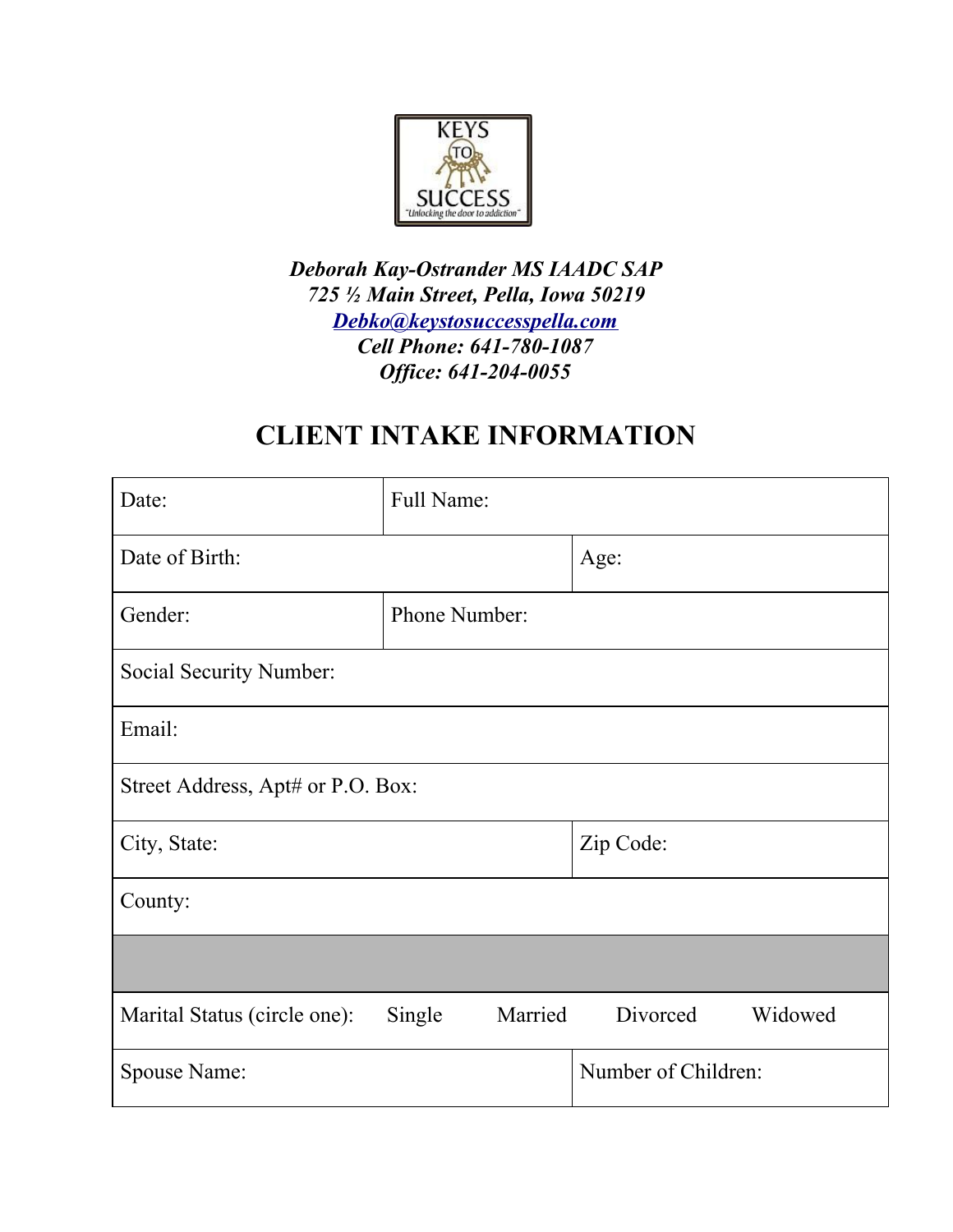KEYS TO SUCCESS
"Unlocking the door to addiction"

***Deborah Kay-Ostrander MS IAADC SAP***
***725 ½ Main Street, Pella, Iowa 50219***
***Debko@keystosuccesspella.com***
***Cell Phone: 641-780-1087***
***Office: 641-204-0055***

# CLIENT INTAKE INFORMATION

| Date: | Full Name: | |
|---|---|---|
| Date of Birth: | | Age: |
| Gender: | Phone Number: | |
| Social Security Number: | | |
| Email: | | |
| Street Address, Apt# or P.O. Box: | | |
| City, State: | | Zip Code: |
| County: | | |
| | | |
| Marital Status (circle one): Single Married Divorced Widowed | | |
| Spouse Name: | | Number of Children: |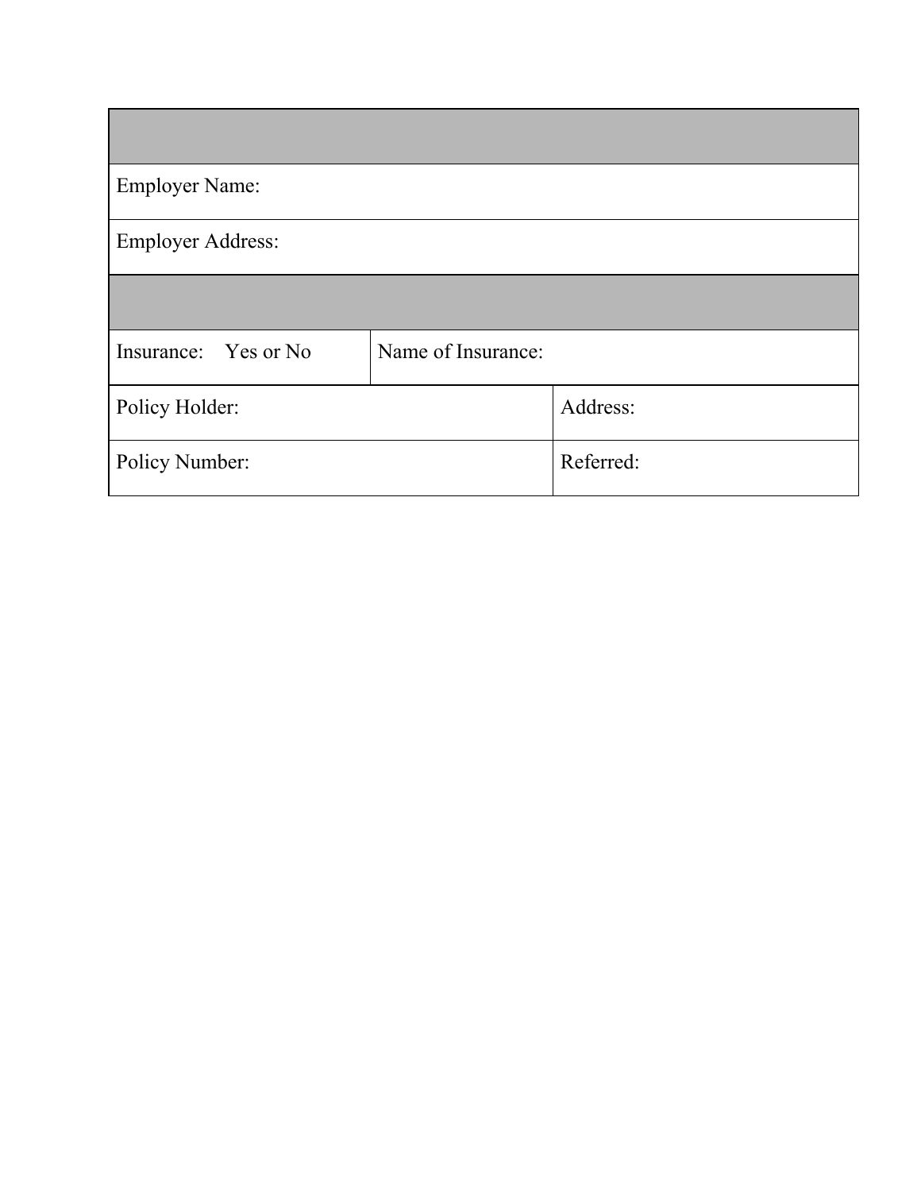| | | |
|---|---|---|
| | | |
| Employer Name: | | |
| Employer Address: | | |
| | | |
| Insurance: Yes or No | Name of Insurance: | |
| Policy Holder: | | Address: |
| Policy Number: | | Referred: |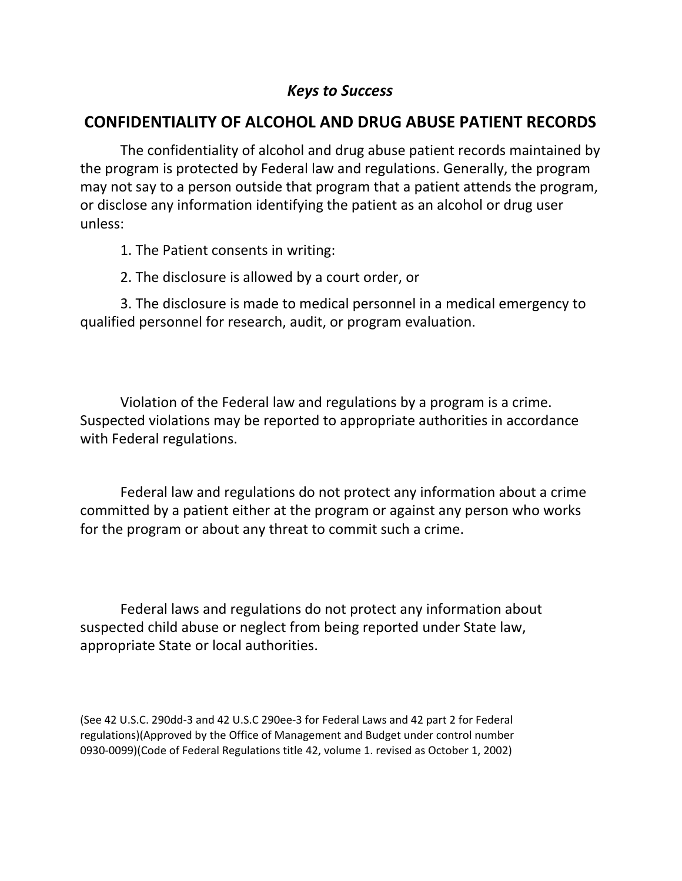*Keys to Success*

## CONFIDENTIALITY OF ALCOHOL AND DRUG ABUSE PATIENT RECORDS

The confidentiality of alcohol and drug abuse patient records maintained by the program is protected by Federal law and regulations. Generally, the program may not say to a person outside that program that a patient attends the program, or disclose any information identifying the patient as an alcohol or drug user unless:

1. The Patient consents in writing:
2. The disclosure is allowed by a court order, or
3. The disclosure is made to medical personnel in a medical emergency to qualified personnel for research, audit, or program evaluation.

Violation of the Federal law and regulations by a program is a crime. Suspected violations may be reported to appropriate authorities in accordance with Federal regulations.

Federal law and regulations do not protect any information about a crime committed by a patient either at the program or against any person who works for the program or about any threat to commit such a crime.

Federal laws and regulations do not protect any information about suspected child abuse or neglect from being reported under State law, appropriate State or local authorities.

(See 42 U.S.C. 290dd-3 and 42 U.S.C 290ee-3 for Federal Laws and 42 part 2 for Federal regulations)(Approved by the Office of Management and Budget under control number 0930-0099)(Code of Federal Regulations title 42, volume 1. revised as October 1, 2002)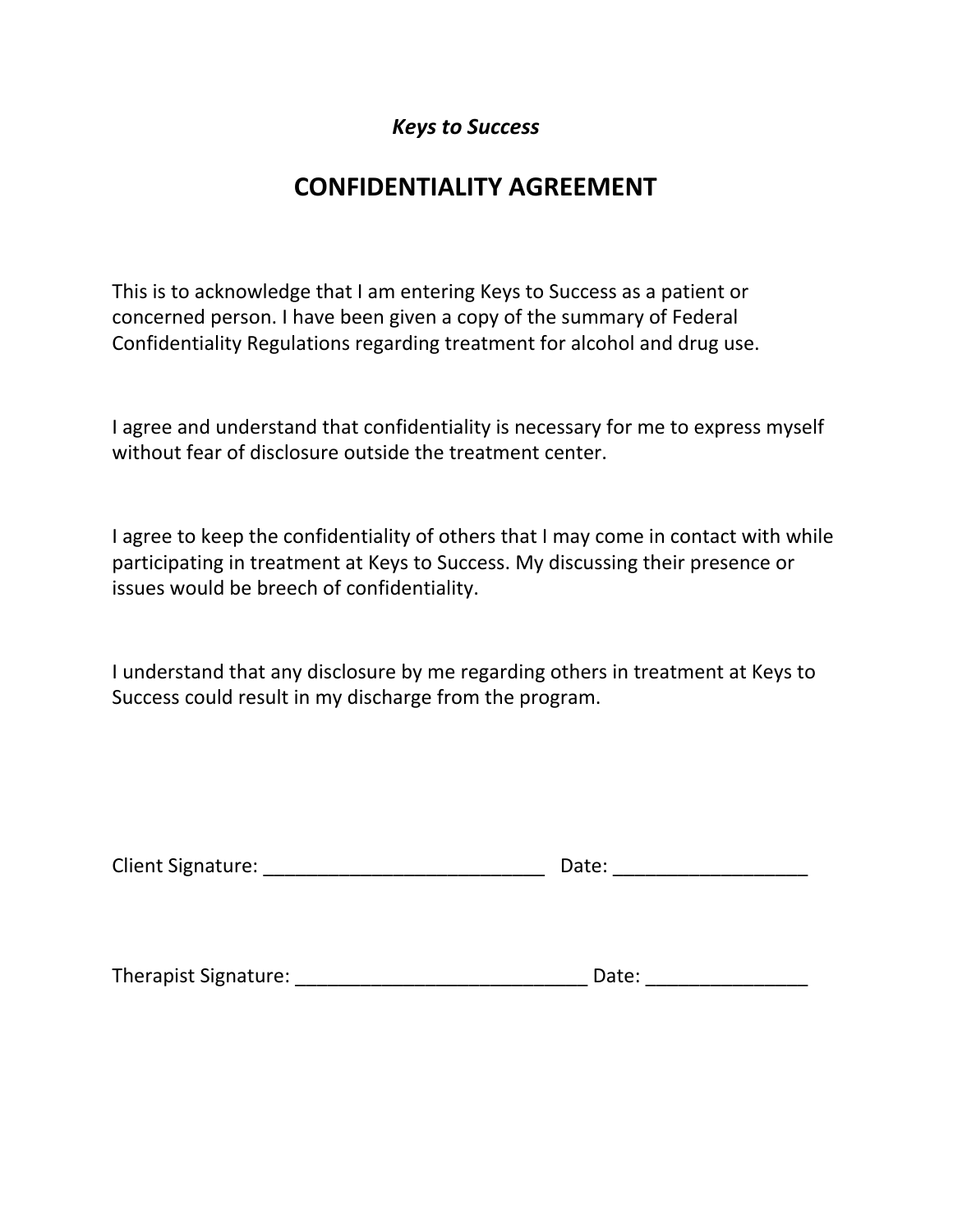*Keys to Success*

# CONFIDENTIALITY AGREEMENT

This is to acknowledge that I am entering Keys to Success as a patient or concerned person. I have been given a copy of the summary of Federal Confidentiality Regulations regarding treatment for alcohol and drug use.

I agree and understand that confidentiality is necessary for me to express myself without fear of disclosure outside the treatment center.

I agree to keep the confidentiality of others that I may come in contact with while participating in treatment at Keys to Success. My discussing their presence or issues would be breech of confidentiality.

I understand that any disclosure by me regarding others in treatment at Keys to Success could result in my discharge from the program.

Client Signature: ___________________________ Date: __________________

Therapist Signature: ____________________________ Date: _______________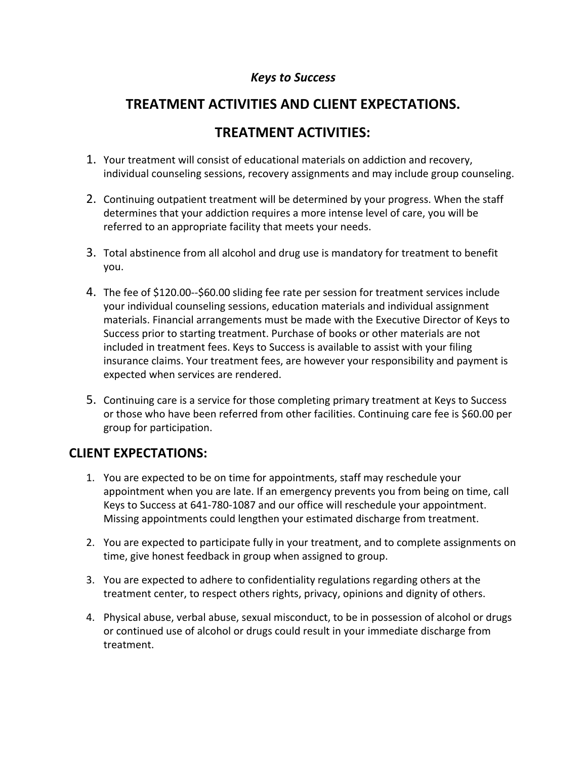*Keys to Success*

# TREATMENT ACTIVITIES AND CLIENT EXPECTATIONS.

## TREATMENT ACTIVITIES:

1. Your treatment will consist of educational materials on addiction and recovery, individual counseling sessions, recovery assignments and may include group counseling.

2. Continuing outpatient treatment will be determined by your progress. When the staff determines that your addiction requires a more intense level of care, you will be referred to an appropriate facility that meets your needs.

3. Total abstinence from all alcohol and drug use is mandatory for treatment to benefit you.

4. The fee of $120.00--$60.00 sliding fee rate per session for treatment services include your individual counseling sessions, education materials and individual assignment materials. Financial arrangements must be made with the Executive Director of Keys to Success prior to starting treatment. Purchase of books or other materials are not included in treatment fees. Keys to Success is available to assist with your filing insurance claims. Your treatment fees, are however your responsibility and payment is expected when services are rendered.

5. Continuing care is a service for those completing primary treatment at Keys to Success or those who have been referred from other facilities. Continuing care fee is $60.00 per group for participation.

## CLIENT EXPECTATIONS:

1. You are expected to be on time for appointments, staff may reschedule your appointment when you are late. If an emergency prevents you from being on time, call Keys to Success at 641-780-1087 and our office will reschedule your appointment. Missing appointments could lengthen your estimated discharge from treatment.

2. You are expected to participate fully in your treatment, and to complete assignments on time, give honest feedback in group when assigned to group.

3. You are expected to adhere to confidentiality regulations regarding others at the treatment center, to respect others rights, privacy, opinions and dignity of others.

4. Physical abuse, verbal abuse, sexual misconduct, to be in possession of alcohol or drugs or continued use of alcohol or drugs could result in your immediate discharge from treatment.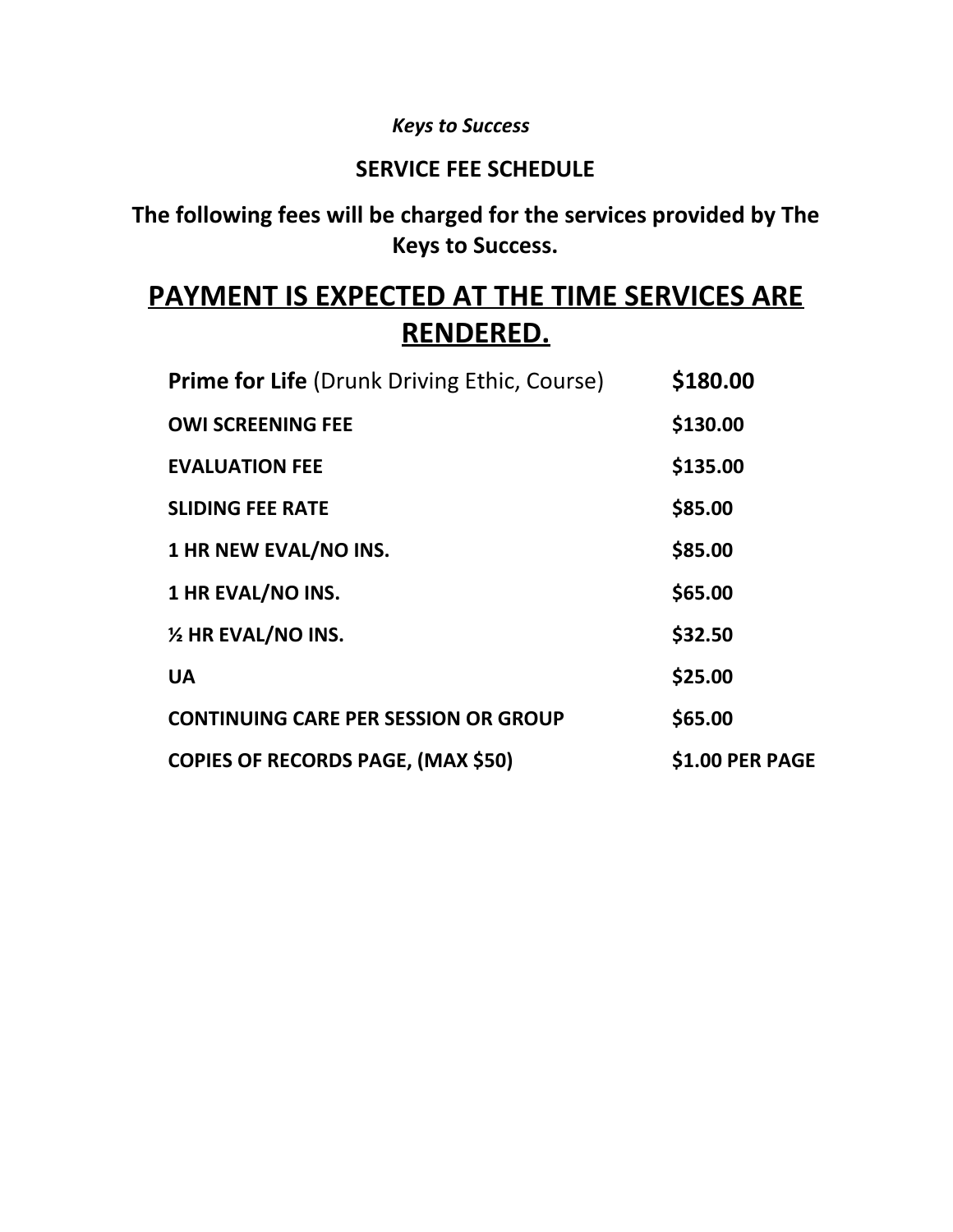*Keys to Success*

**SERVICE FEE SCHEDULE**

**The following fees will be charged for the services provided by The Keys to Success.**

# PAYMENT IS EXPECTED AT THE TIME SERVICES ARE RENDERED.

| Service | Fee |
|---|---|
| **Prime for Life** (Drunk Driving Ethic, Course) | **$180.00** |
| **OWI SCREENING FEE** | **$130.00** |
| **EVALUATION FEE** | **$135.00** |
| **SLIDING FEE RATE** | **$85.00** |
| **1 HR NEW EVAL/NO INS.** | **$85.00** |
| **1 HR EVAL/NO INS.** | **$65.00** |
| **½ HR EVAL/NO INS.** | **$32.50** |
| **UA** | **$25.00** |
| **CONTINUING CARE PER SESSION OR GROUP** | **$65.00** |
| **COPIES OF RECORDS PAGE, (MAX $50)** | **$1.00 PER PAGE** |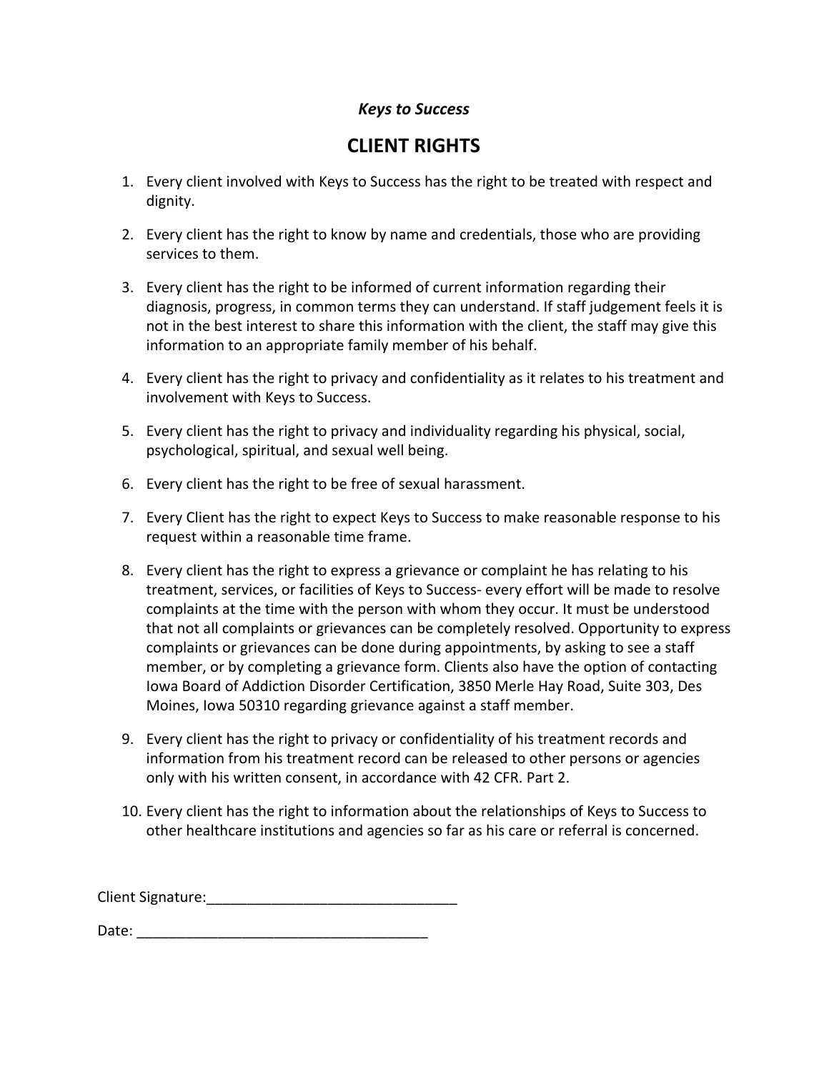*Keys to Success*

# CLIENT RIGHTS

1. Every client involved with Keys to Success has the right to be treated with respect and dignity.
2. Every client has the right to know by name and credentials, those who are providing services to them.
3. Every client has the right to be informed of current information regarding their diagnosis, progress, in common terms they can understand. If staff judgement feels it is not in the best interest to share this information with the client, the staff may give this information to an appropriate family member of his behalf.
4. Every client has the right to privacy and confidentiality as it relates to his treatment and involvement with Keys to Success.
5. Every client has the right to privacy and individuality regarding his physical, social, psychological, spiritual, and sexual well being.
6. Every client has the right to be free of sexual harassment.
7. Every Client has the right to expect Keys to Success to make reasonable response to his request within a reasonable time frame.
8. Every client has the right to express a grievance or complaint he has relating to his treatment, services, or facilities of Keys to Success- every effort will be made to resolve complaints at the time with the person with whom they occur. It must be understood that not all complaints or grievances can be completely resolved. Opportunity to express complaints or grievances can be done during appointments, by asking to see a staff member, or by completing a grievance form. Clients also have the option of contacting Iowa Board of Addiction Disorder Certification, 3850 Merle Hay Road, Suite 303, Des Moines, Iowa 50310 regarding grievance against a staff member.
9. Every client has the right to privacy or confidentiality of his treatment records and information from his treatment record can be released to other persons or agencies only with his written consent, in accordance with 42 CFR. Part 2.
10. Every client has the right to information about the relationships of Keys to Success to other healthcare institutions and agencies so far as his care or referral is concerned.

Client Signature:_______________________________

Date: ____________________________________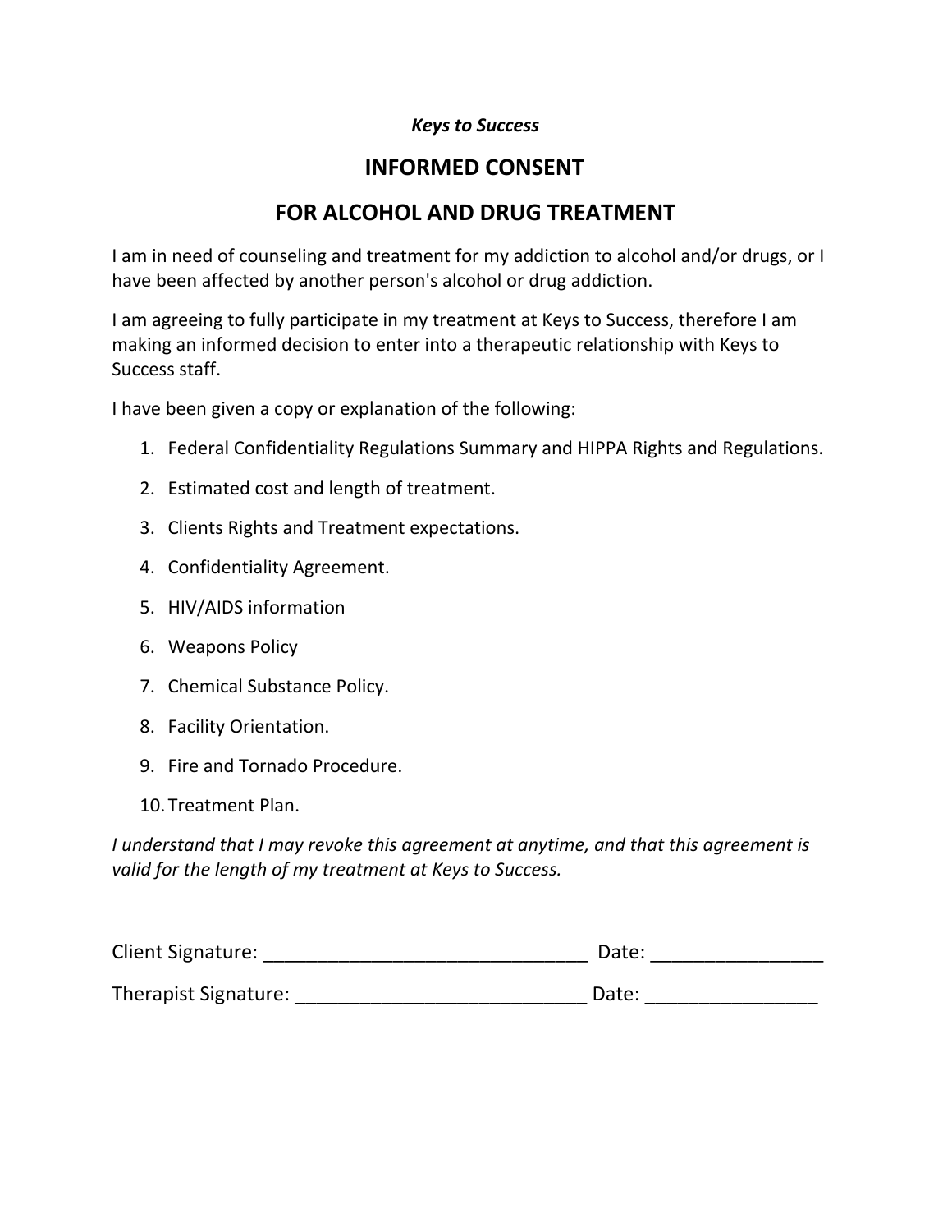*Keys to Success*

# INFORMED CONSENT

## FOR ALCOHOL AND DRUG TREATMENT

I am in need of counseling and treatment for my addiction to alcohol and/or drugs, or I have been affected by another person's alcohol or drug addiction.

I am agreeing to fully participate in my treatment at Keys to Success, therefore I am making an informed decision to enter into a therapeutic relationship with Keys to Success staff.

I have been given a copy or explanation of the following:

1. Federal Confidentiality Regulations Summary and HIPPA Rights and Regulations.
2. Estimated cost and length of treatment.
3. Clients Rights and Treatment expectations.
4. Confidentiality Agreement.
5. HIV/AIDS information
6. Weapons Policy
7. Chemical Substance Policy.
8. Facility Orientation.
9. Fire and Tornado Procedure.
10. Treatment Plan.

*I understand that I may revoke this agreement at anytime, and that this agreement is valid for the length of my treatment at Keys to Success.*

Client Signature: ______________________________ Date: _______________

Therapist Signature: ___________________________ Date: _______________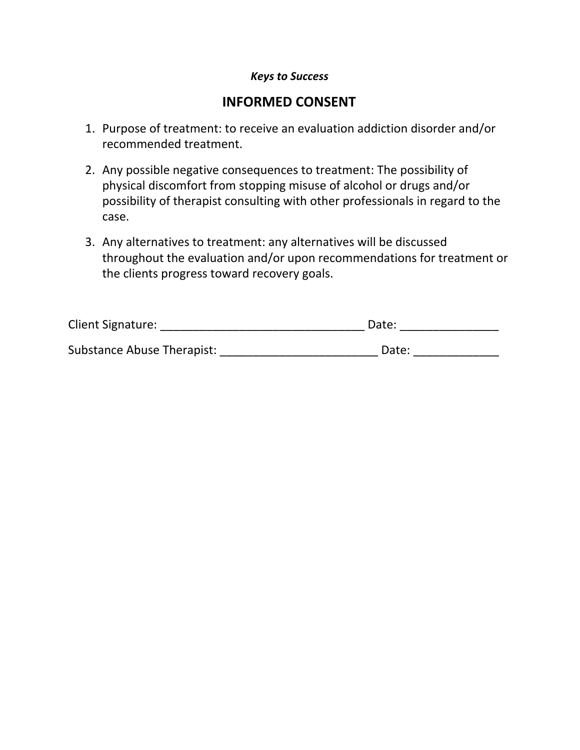*Keys to Success*

## INFORMED CONSENT

1. Purpose of treatment: to receive an evaluation addiction disorder and/or recommended treatment.
2. Any possible negative consequences to treatment: The possibility of physical discomfort from stopping misuse of alcohol or drugs and/or possibility of therapist consulting with other professionals in regard to the case.
3. Any alternatives to treatment: any alternatives will be discussed throughout the evaluation and/or upon recommendations for treatment or the clients progress toward recovery goals.

Client Signature: _______________________________ Date: _______________

Substance Abuse Therapist: ________________________ Date: _____________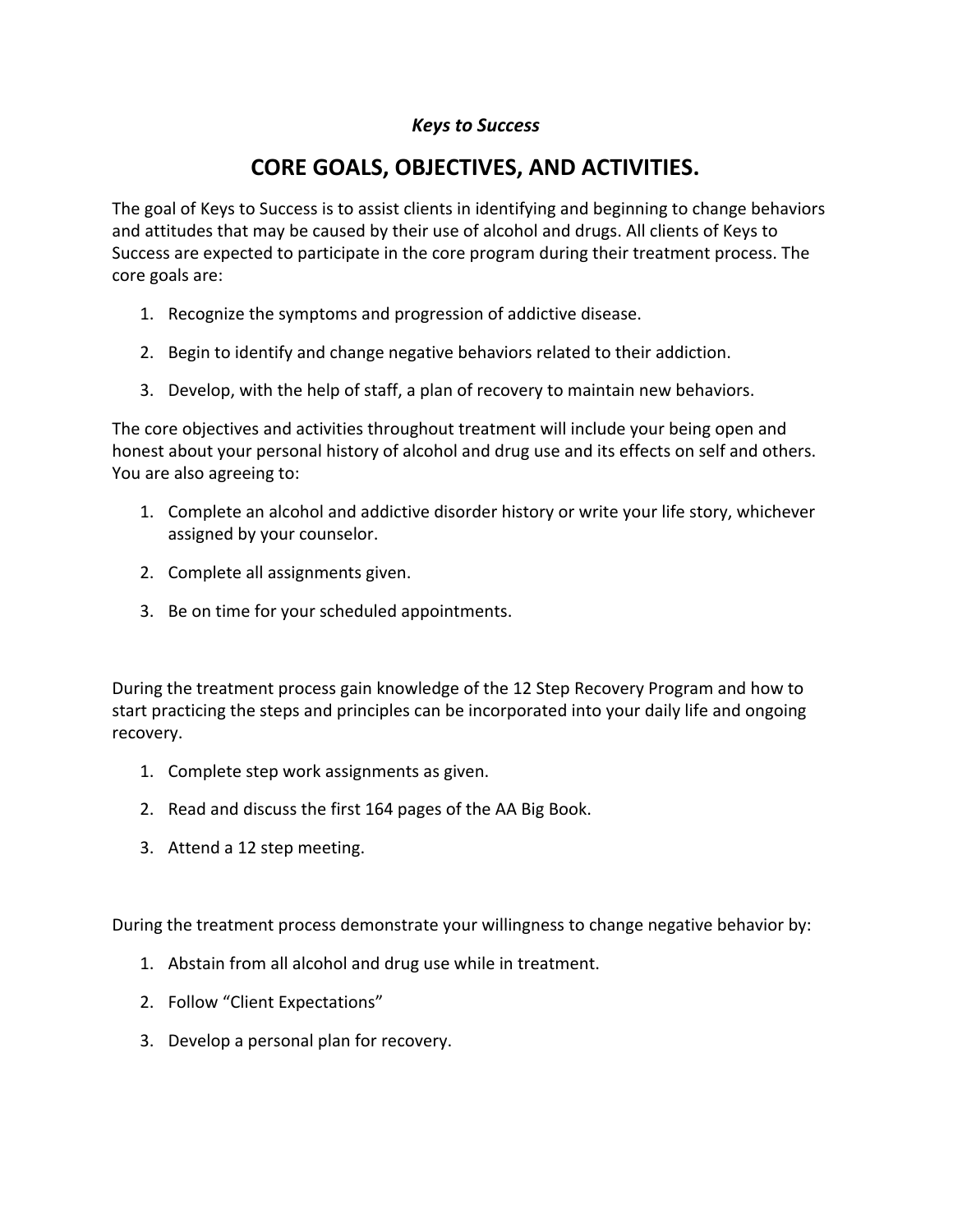*Keys to Success*

# CORE GOALS, OBJECTIVES, AND ACTIVITIES.

The goal of Keys to Success is to assist clients in identifying and beginning to change behaviors and attitudes that may be caused by their use of alcohol and drugs. All clients of Keys to Success are expected to participate in the core program during their treatment process. The core goals are:

1. Recognize the symptoms and progression of addictive disease.
2. Begin to identify and change negative behaviors related to their addiction.
3. Develop, with the help of staff, a plan of recovery to maintain new behaviors.

The core objectives and activities throughout treatment will include your being open and honest about your personal history of alcohol and drug use and its effects on self and others. You are also agreeing to:

1. Complete an alcohol and addictive disorder history or write your life story, whichever assigned by your counselor.
2. Complete all assignments given.
3. Be on time for your scheduled appointments.

During the treatment process gain knowledge of the 12 Step Recovery Program and how to start practicing the steps and principles can be incorporated into your daily life and ongoing recovery.

1. Complete step work assignments as given.
2. Read and discuss the first 164 pages of the AA Big Book.
3. Attend a 12 step meeting.

During the treatment process demonstrate your willingness to change negative behavior by:

1. Abstain from all alcohol and drug use while in treatment.
2. Follow "Client Expectations"
3. Develop a personal plan for recovery.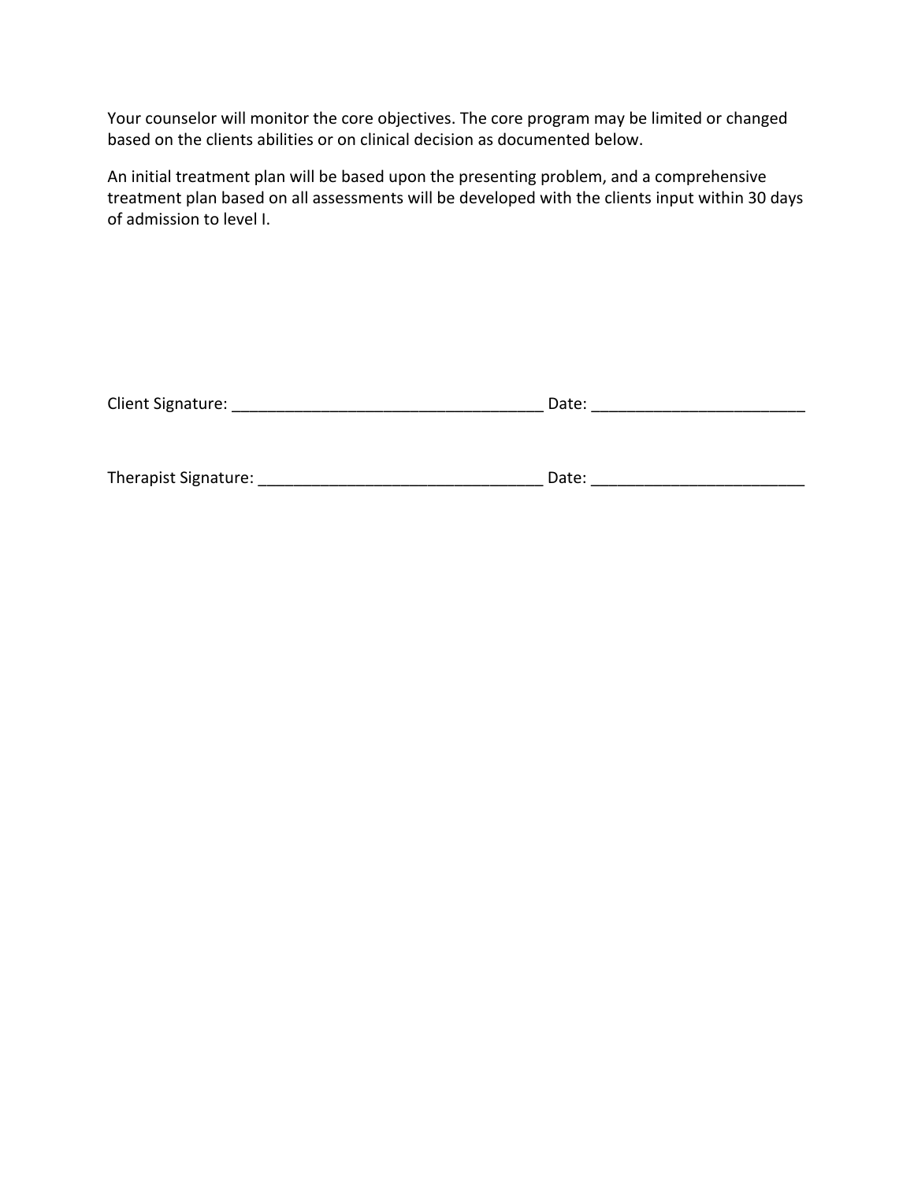Your counselor will monitor the core objectives. The core program may be limited or changed based on the clients abilities or on clinical decision as documented below.

An initial treatment plan will be based upon the presenting problem, and a comprehensive treatment plan based on all assessments will be developed with the clients input within 30 days of admission to level I.

Client Signature: ___________________________________ Date: ________________________

Therapist Signature: ________________________________ Date: ________________________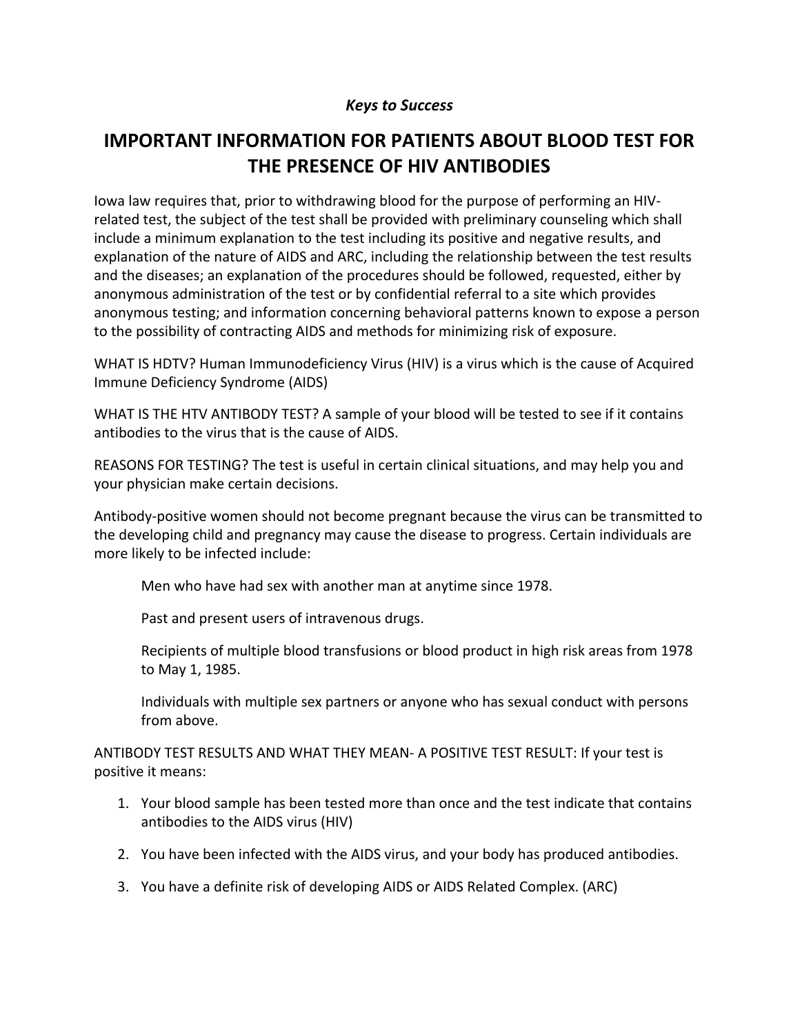*Keys to Success*

# IMPORTANT INFORMATION FOR PATIENTS ABOUT BLOOD TEST FOR THE PRESENCE OF HIV ANTIBODIES

Iowa law requires that, prior to withdrawing blood for the purpose of performing an HIV-related test, the subject of the test shall be provided with preliminary counseling which shall include a minimum explanation to the test including its positive and negative results, and explanation of the nature of AIDS and ARC, including the relationship between the test results and the diseases; an explanation of the procedures should be followed, requested, either by anonymous administration of the test or by confidential referral to a site which provides anonymous testing; and information concerning behavioral patterns known to expose a person to the possibility of contracting AIDS and methods for minimizing risk of exposure.

WHAT IS HDTV? Human Immunodeficiency Virus (HIV) is a virus which is the cause of Acquired Immune Deficiency Syndrome (AIDS)

WHAT IS THE HTV ANTIBODY TEST? A sample of your blood will be tested to see if it contains antibodies to the virus that is the cause of AIDS.

REASONS FOR TESTING? The test is useful in certain clinical situations, and may help you and your physician make certain decisions.

Antibody-positive women should not become pregnant because the virus can be transmitted to the developing child and pregnancy may cause the disease to progress. Certain individuals are more likely to be infected include:

> Men who have had sex with another man at anytime since 1978.
>
> Past and present users of intravenous drugs.
>
> Recipients of multiple blood transfusions or blood product in high risk areas from 1978 to May 1, 1985.
>
> Individuals with multiple sex partners or anyone who has sexual conduct with persons from above.

ANTIBODY TEST RESULTS AND WHAT THEY MEAN- A POSITIVE TEST RESULT: If your test is positive it means:

1. Your blood sample has been tested more than once and the test indicate that contains antibodies to the AIDS virus (HIV)
2. You have been infected with the AIDS virus, and your body has produced antibodies.
3. You have a definite risk of developing AIDS or AIDS Related Complex. (ARC)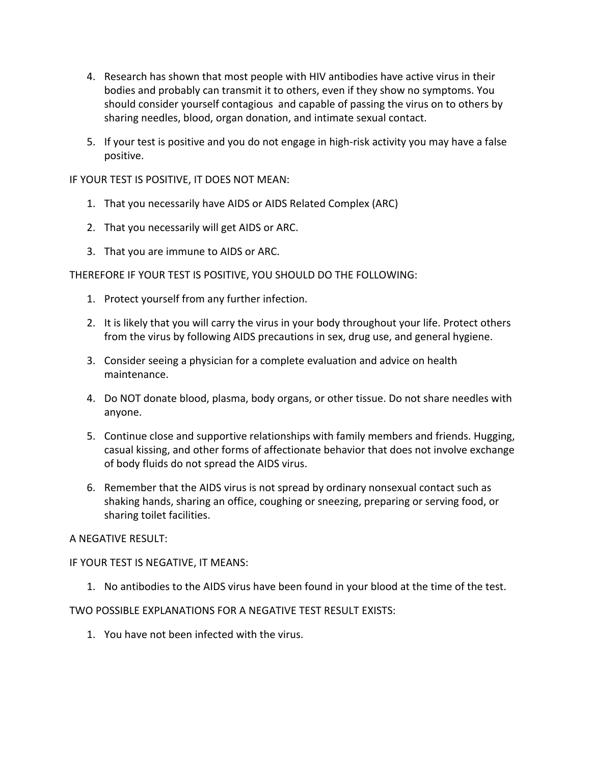4. Research has shown that most people with HIV antibodies have active virus in their bodies and probably can transmit it to others, even if they show no symptoms. You should consider yourself contagious and capable of passing the virus on to others by sharing needles, blood, organ donation, and intimate sexual contact.

5. If your test is positive and you do not engage in high-risk activity you may have a false positive.

IF YOUR TEST IS POSITIVE, IT DOES NOT MEAN:

1. That you necessarily have AIDS or AIDS Related Complex (ARC)

2. That you necessarily will get AIDS or ARC.

3. That you are immune to AIDS or ARC.

THEREFORE IF YOUR TEST IS POSITIVE, YOU SHOULD DO THE FOLLOWING:

1. Protect yourself from any further infection.

2. It is likely that you will carry the virus in your body throughout your life. Protect others from the virus by following AIDS precautions in sex, drug use, and general hygiene.

3. Consider seeing a physician for a complete evaluation and advice on health maintenance.

4. Do NOT donate blood, plasma, body organs, or other tissue. Do not share needles with anyone.

5. Continue close and supportive relationships with family members and friends. Hugging, casual kissing, and other forms of affectionate behavior that does not involve exchange of body fluids do not spread the AIDS virus.

6. Remember that the AIDS virus is not spread by ordinary nonsexual contact such as shaking hands, sharing an office, coughing or sneezing, preparing or serving food, or sharing toilet facilities.

A NEGATIVE RESULT:

IF YOUR TEST IS NEGATIVE, IT MEANS:

1. No antibodies to the AIDS virus have been found in your blood at the time of the test.

TWO POSSIBLE EXPLANATIONS FOR A NEGATIVE TEST RESULT EXISTS:

1. You have not been infected with the virus.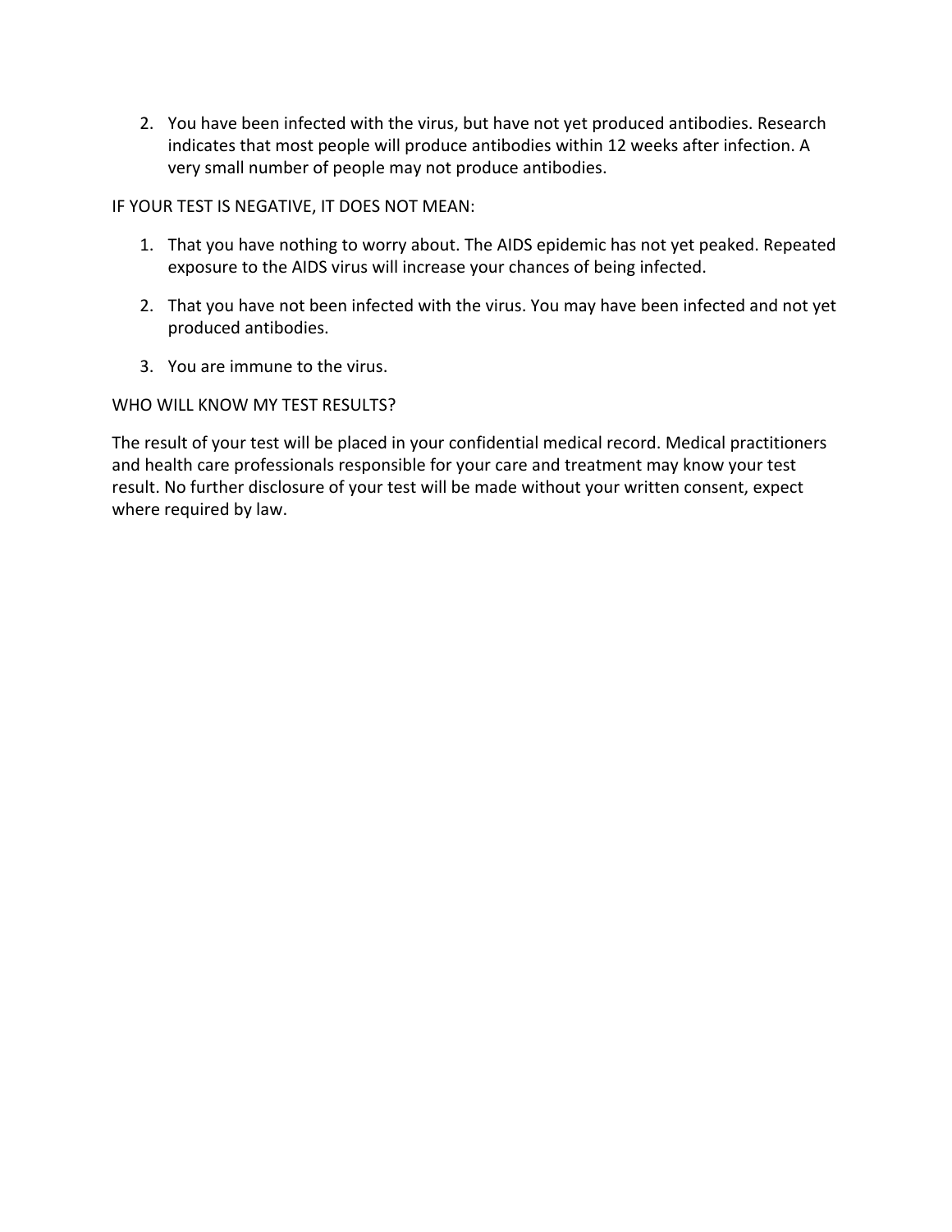2. You have been infected with the virus, but have not yet produced antibodies. Research indicates that most people will produce antibodies within 12 weeks after infection. A very small number of people may not produce antibodies.

IF YOUR TEST IS NEGATIVE, IT DOES NOT MEAN:

1. That you have nothing to worry about. The AIDS epidemic has not yet peaked. Repeated exposure to the AIDS virus will increase your chances of being infected.

2. That you have not been infected with the virus. You may have been infected and not yet produced antibodies.

3. You are immune to the virus.

WHO WILL KNOW MY TEST RESULTS?

The result of your test will be placed in your confidential medical record. Medical practitioners and health care professionals responsible for your care and treatment may know your test result. No further disclosure of your test will be made without your written consent, expect where required by law.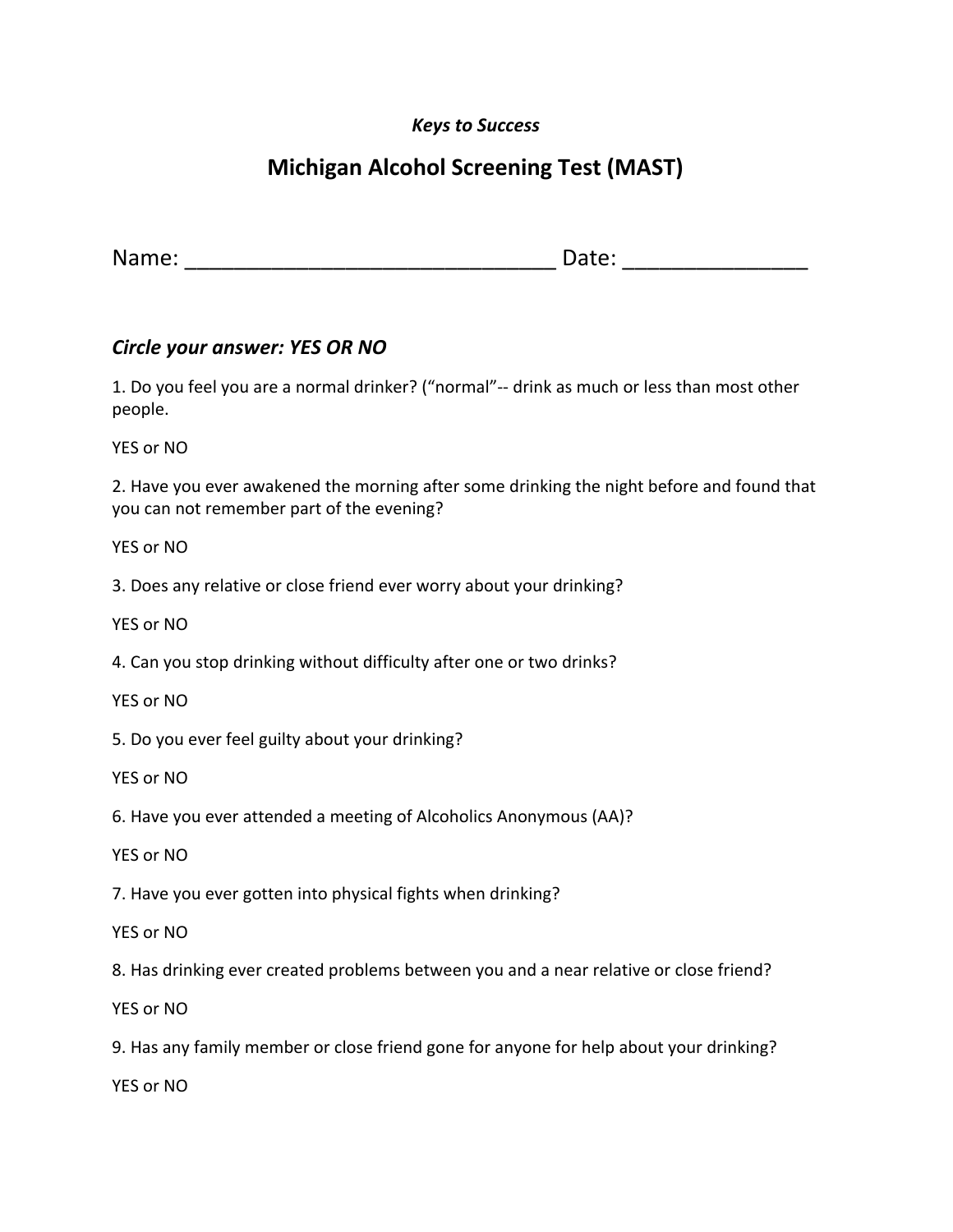*Keys to Success*

# Michigan Alcohol Screening Test (MAST)

Name: _______________________________ Date: _______________

### *Circle your answer: YES OR NO*

1. Do you feel you are a normal drinker? ("normal"-- drink as much or less than most other people.

YES or NO

2. Have you ever awakened the morning after some drinking the night before and found that you can not remember part of the evening?

YES or NO

3. Does any relative or close friend ever worry about your drinking?

YES or NO

4. Can you stop drinking without difficulty after one or two drinks?

YES or NO

5. Do you ever feel guilty about your drinking?

YES or NO

6. Have you ever attended a meeting of Alcoholics Anonymous (AA)?

YES or NO

7. Have you ever gotten into physical fights when drinking?

YES or NO

8. Has drinking ever created problems between you and a near relative or close friend?

YES or NO

9. Has any family member or close friend gone for anyone for help about your drinking?

YES or NO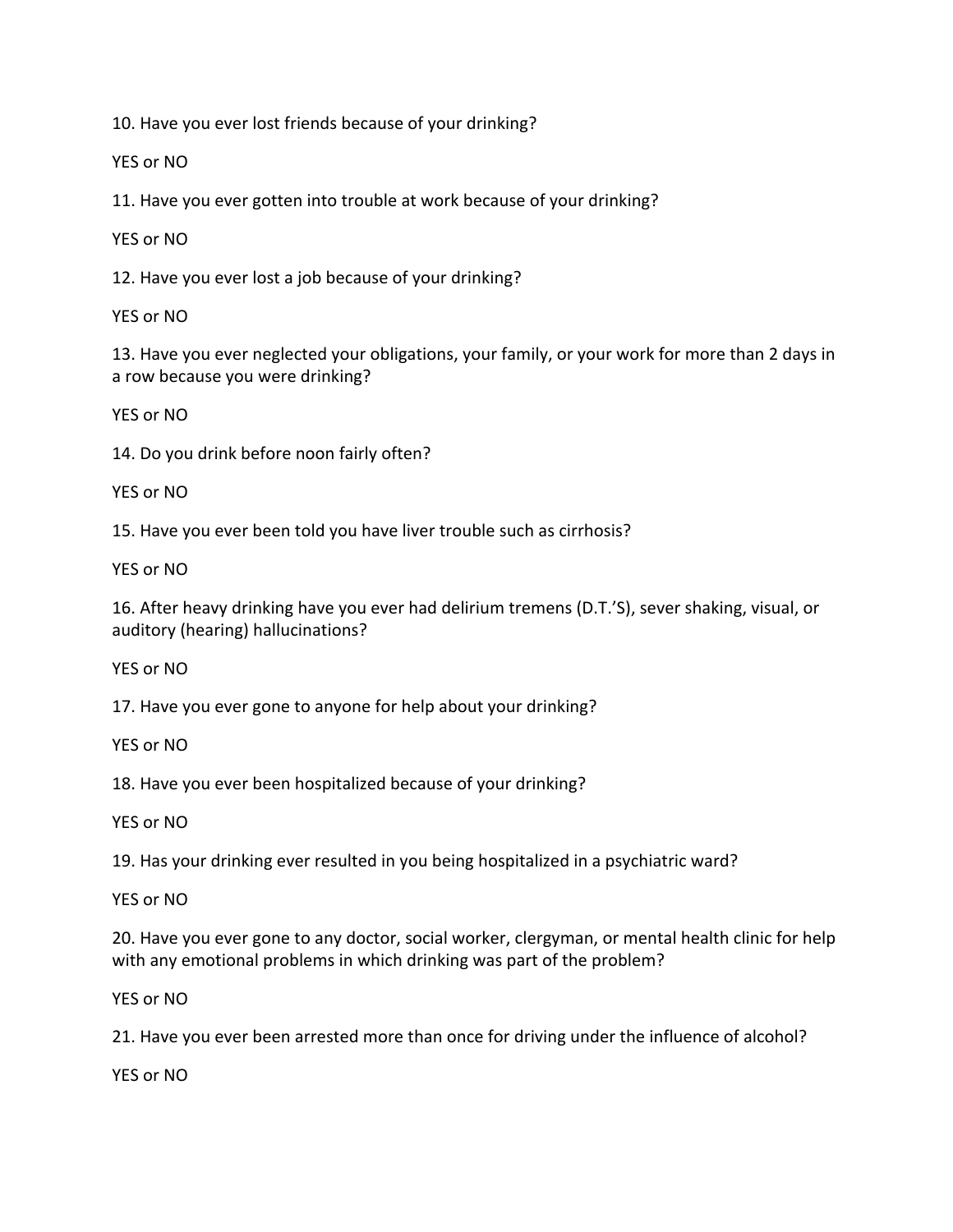10. Have you ever lost friends because of your drinking?

YES or NO

11. Have you ever gotten into trouble at work because of your drinking?

YES or NO

12. Have you ever lost a job because of your drinking?

YES or NO

13. Have you ever neglected your obligations, your family, or your work for more than 2 days in a row because you were drinking?

YES or NO

14. Do you drink before noon fairly often?

YES or NO

15. Have you ever been told you have liver trouble such as cirrhosis?

YES or NO

16. After heavy drinking have you ever had delirium tremens (D.T.'S), sever shaking, visual, or auditory (hearing) hallucinations?

YES or NO

17. Have you ever gone to anyone for help about your drinking?

YES or NO

18. Have you ever been hospitalized because of your drinking?

YES or NO

19. Has your drinking ever resulted in you being hospitalized in a psychiatric ward?

YES or NO

20. Have you ever gone to any doctor, social worker, clergyman, or mental health clinic for help with any emotional problems in which drinking was part of the problem?

YES or NO

21. Have you ever been arrested more than once for driving under the influence of alcohol?

YES or NO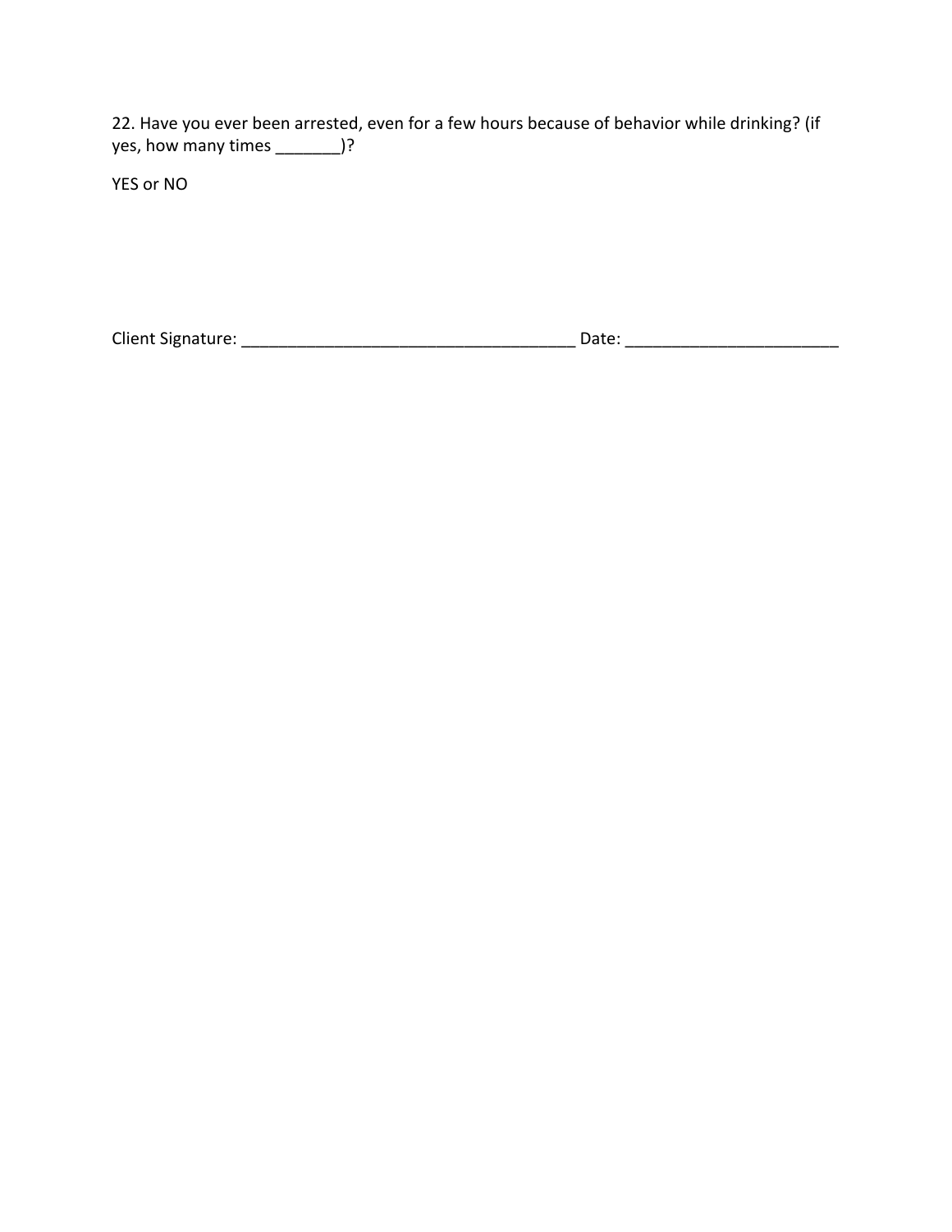22. Have you ever been arrested, even for a few hours because of behavior while drinking? (if yes, how many times _______)?

YES or NO

Client Signature: ____________________________________ Date: ______________________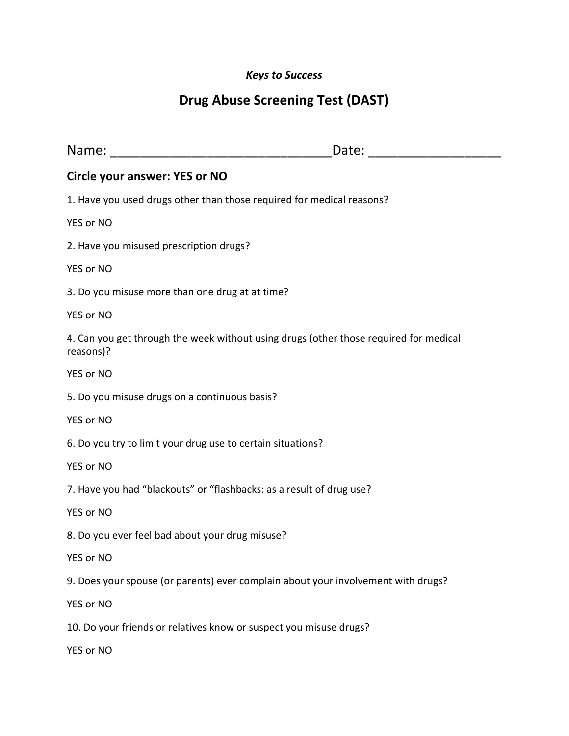*Keys to Success*

# Drug Abuse Screening Test (DAST)

Name: ______________________________Date: _________________

**Circle your answer: YES or NO**

1. Have you used drugs other than those required for medical reasons?

YES or NO

2. Have you misused prescription drugs?

YES or NO

3. Do you misuse more than one drug at at time?

YES or NO

4. Can you get through the week without using drugs (other those required for medical reasons)?

YES or NO

5. Do you misuse drugs on a continuous basis?

YES or NO

6. Do you try to limit your drug use to certain situations?

YES or NO

7. Have you had “blackouts” or “flashbacks: as a result of drug use?

YES or NO

8. Do you ever feel bad about your drug misuse?

YES or NO

9. Does your spouse (or parents) ever complain about your involvement with drugs?

YES or NO

10. Do your friends or relatives know or suspect you misuse drugs?

YES or NO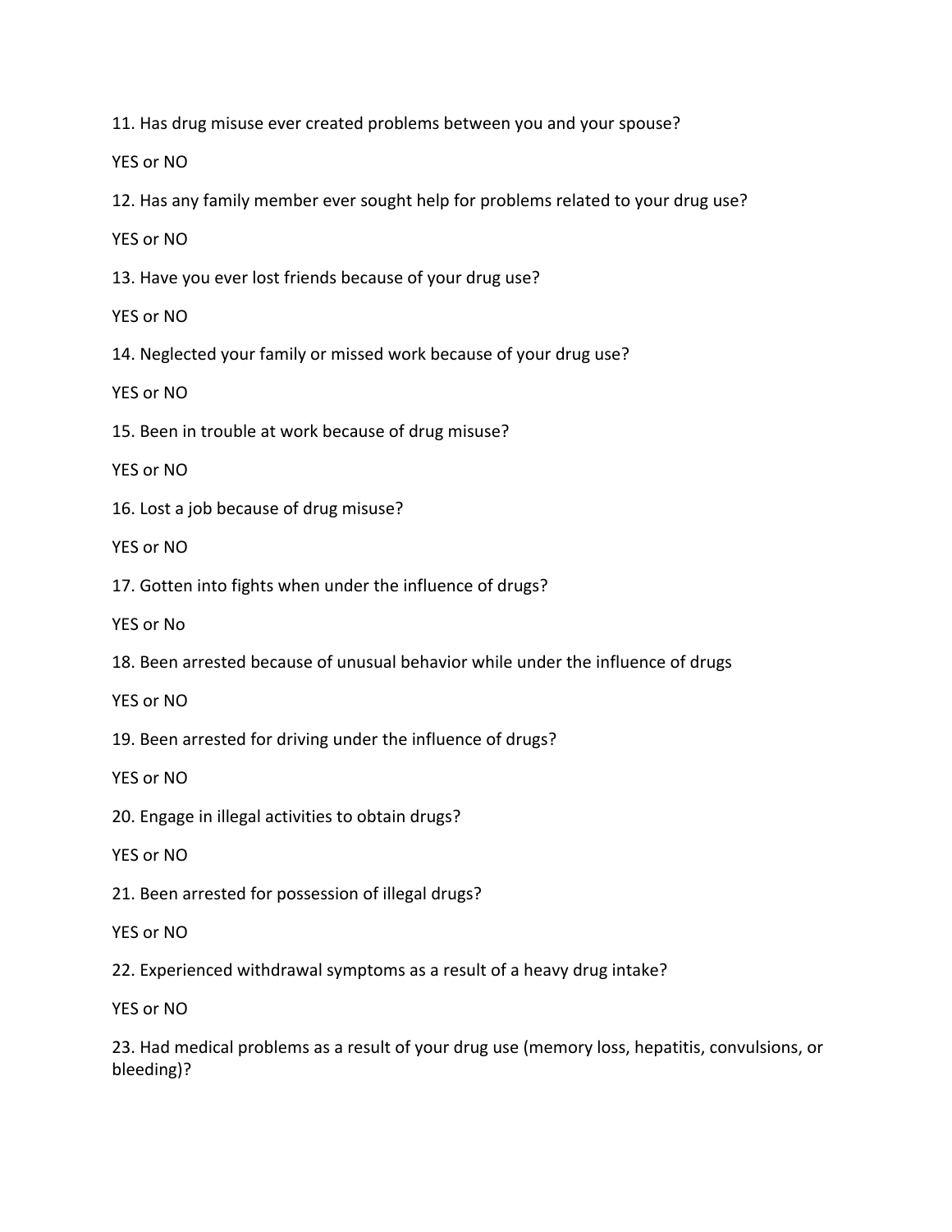11. Has drug misuse ever created problems between you and your spouse?

YES or NO

12. Has any family member ever sought help for problems related to your drug use?

YES or NO

13. Have you ever lost friends because of your drug use?

YES or NO

14. Neglected your family or missed work because of your drug use?

YES or NO

15. Been in trouble at work because of drug misuse?

YES or NO

16. Lost a job because of drug misuse?

YES or NO

17. Gotten into fights when under the influence of drugs?

YES or No

18. Been arrested because of unusual behavior while under the influence of drugs

YES or NO

19. Been arrested for driving under the influence of drugs?

YES or NO

20. Engage in illegal activities to obtain drugs?

YES or NO

21. Been arrested for possession of illegal drugs?

YES or NO

22. Experienced withdrawal symptoms as a result of a heavy drug intake?

YES or NO

23. Had medical problems as a result of your drug use (memory loss, hepatitis, convulsions, or bleeding)?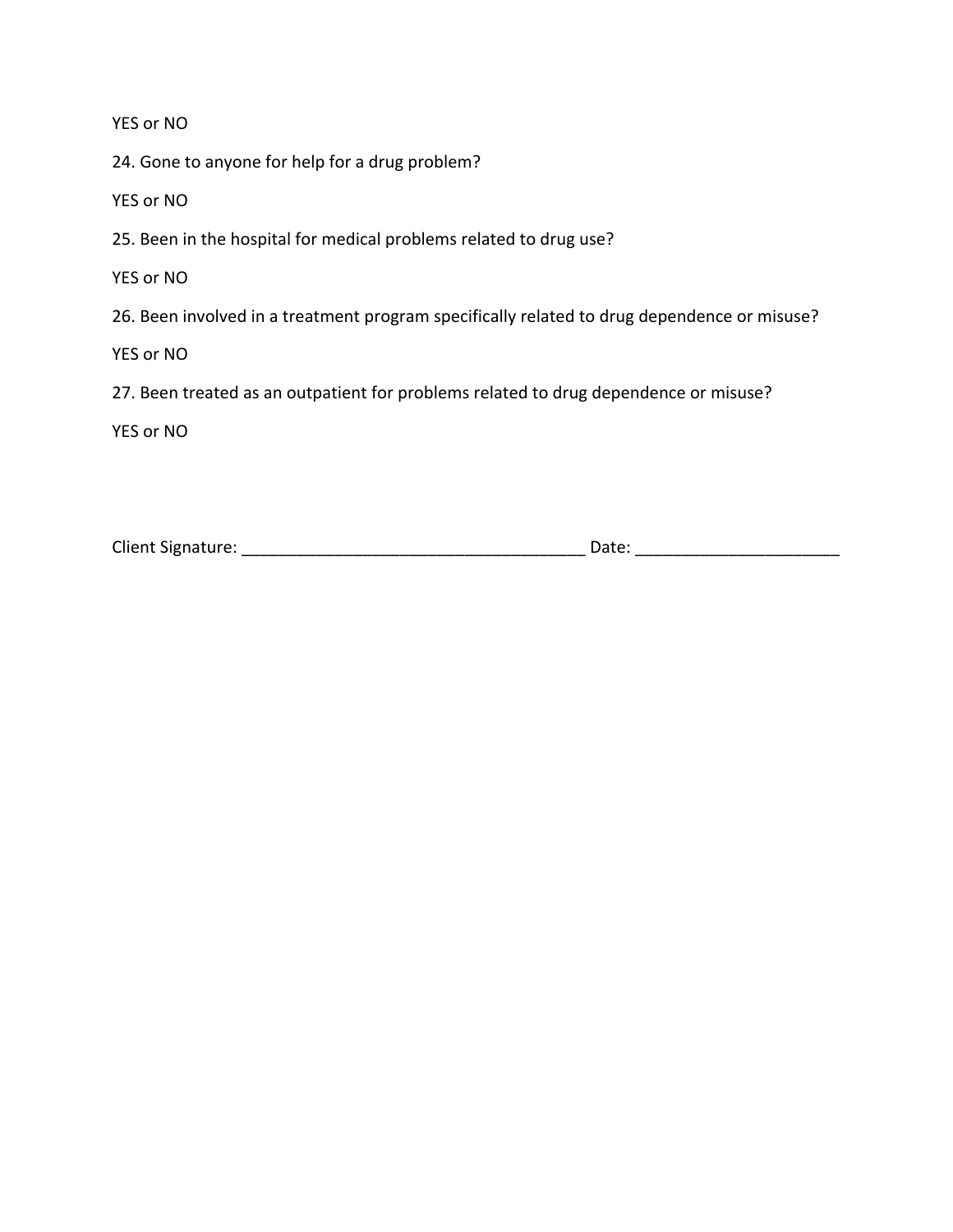YES or NO

24. Gone to anyone for help for a drug problem?

YES or NO

25. Been in the hospital for medical problems related to drug use?

YES or NO

26. Been involved in a treatment program specifically related to drug dependence or misuse?

YES or NO

27. Been treated as an outpatient for problems related to drug dependence or misuse?

YES or NO

Client Signature: _____________________________________ Date: _____________________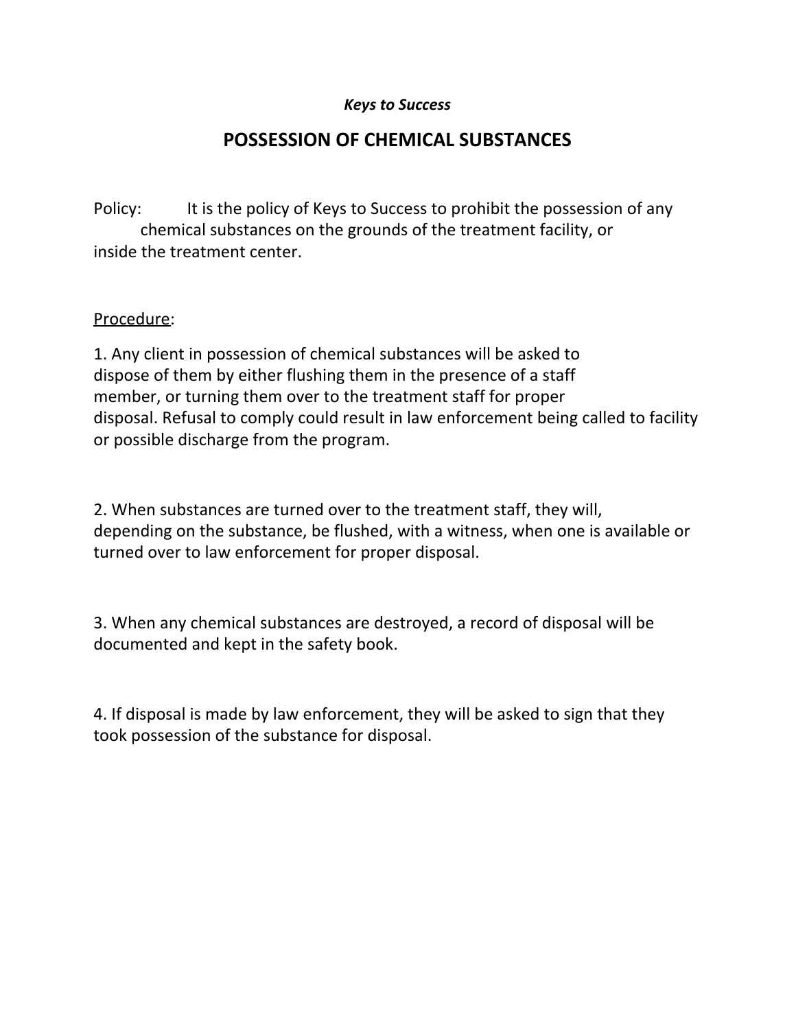*Keys to Success*

# POSSESSION OF CHEMICAL SUBSTANCES

Policy: It is the policy of Keys to Success to prohibit the possession of any chemical substances on the grounds of the treatment facility, or inside the treatment center.

Procedure:

1. Any client in possession of chemical substances will be asked to dispose of them by either flushing them in the presence of a staff member, or turning them over to the treatment staff for proper disposal. Refusal to comply could result in law enforcement being called to facility or possible discharge from the program.

2. When substances are turned over to the treatment staff, they will, depending on the substance, be flushed, with a witness, when one is available or turned over to law enforcement for proper disposal.

3. When any chemical substances are destroyed, a record of disposal will be documented and kept in the safety book.

4. If disposal is made by law enforcement, they will be asked to sign that they took possession of the substance for disposal.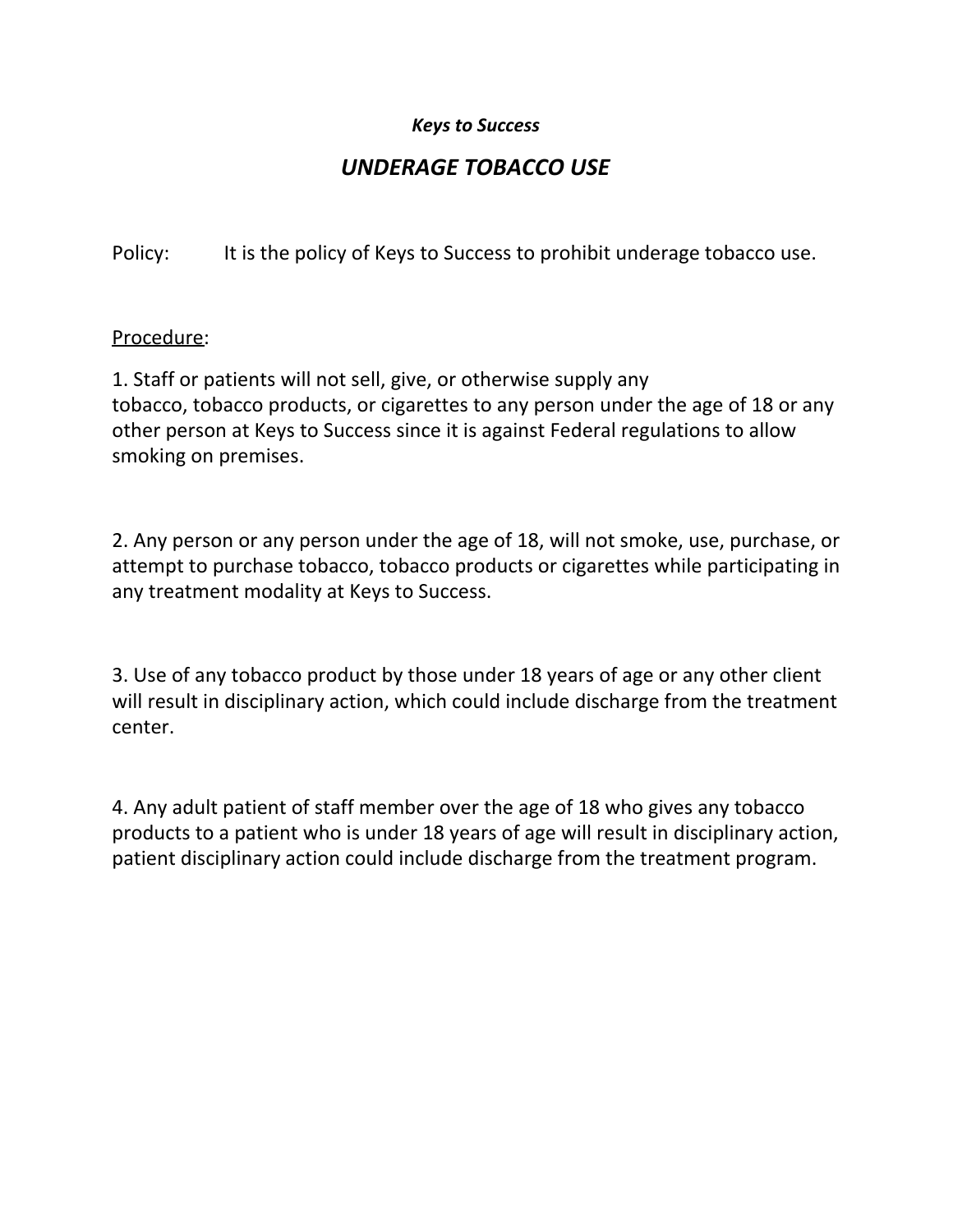***Keys to Success***

## *UNDERAGE TOBACCO USE*

Policy: It is the policy of Keys to Success to prohibit underage tobacco use.

Procedure:

1. Staff or patients will not sell, give, or otherwise supply any tobacco, tobacco products, or cigarettes to any person under the age of 18 or any other person at Keys to Success since it is against Federal regulations to allow smoking on premises.

2. Any person or any person under the age of 18, will not smoke, use, purchase, or attempt to purchase tobacco, tobacco products or cigarettes while participating in any treatment modality at Keys to Success.

3. Use of any tobacco product by those under 18 years of age or any other client will result in disciplinary action, which could include discharge from the treatment center.

4. Any adult patient of staff member over the age of 18 who gives any tobacco products to a patient who is under 18 years of age will result in disciplinary action, patient disciplinary action could include discharge from the treatment program.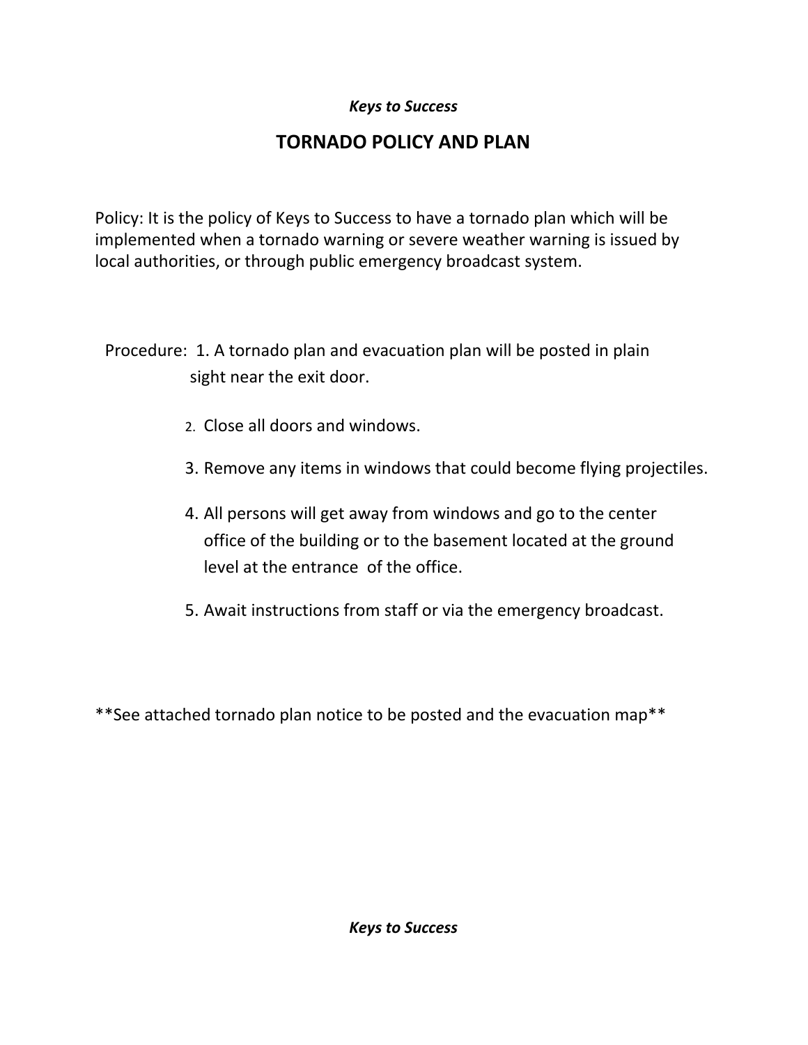*Keys to Success*

# TORNADO POLICY AND PLAN

Policy: It is the policy of Keys to Success to have a tornado plan which will be implemented when a tornado warning or severe weather warning is issued by local authorities, or through public emergency broadcast system.

Procedure:

1. A tornado plan and evacuation plan will be posted in plain sight near the exit door.
2. Close all doors and windows.
3. Remove any items in windows that could become flying projectiles.
4. All persons will get away from windows and go to the center office of the building or to the basement located at the ground level at the entrance of the office.
5. Await instructions from staff or via the emergency broadcast.

**See attached tornado plan notice to be posted and the evacuation map**

*Keys to Success*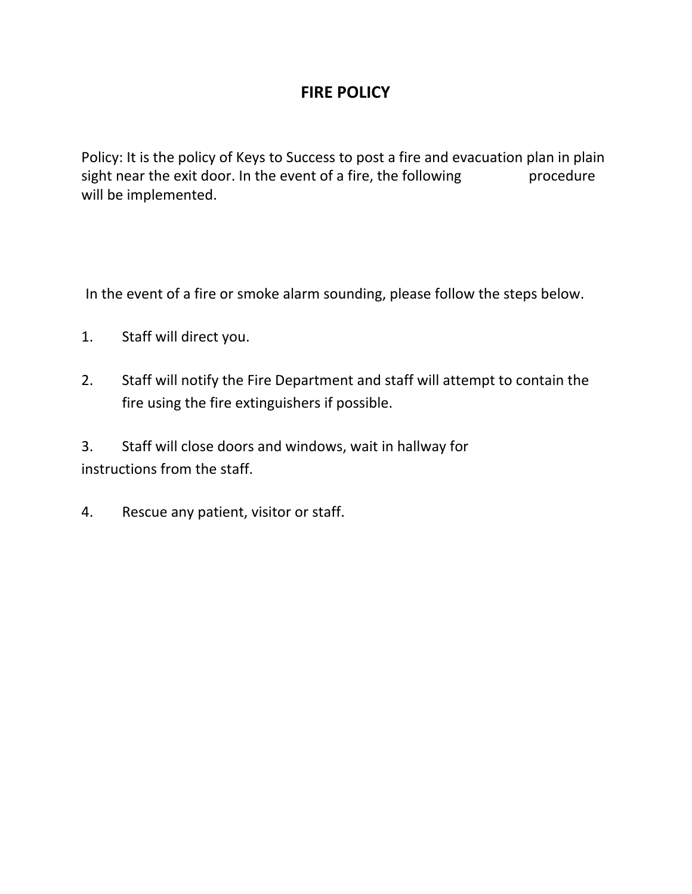# FIRE POLICY

Policy: It is the policy of Keys to Success to post a fire and evacuation plan in plain sight near the exit door. In the event of a fire, the following procedure will be implemented.

In the event of a fire or smoke alarm sounding, please follow the steps below.

1. Staff will direct you.
2. Staff will notify the Fire Department and staff will attempt to contain the fire using the fire extinguishers if possible.
3. Staff will close doors and windows, wait in hallway for instructions from the staff.
4. Rescue any patient, visitor or staff.